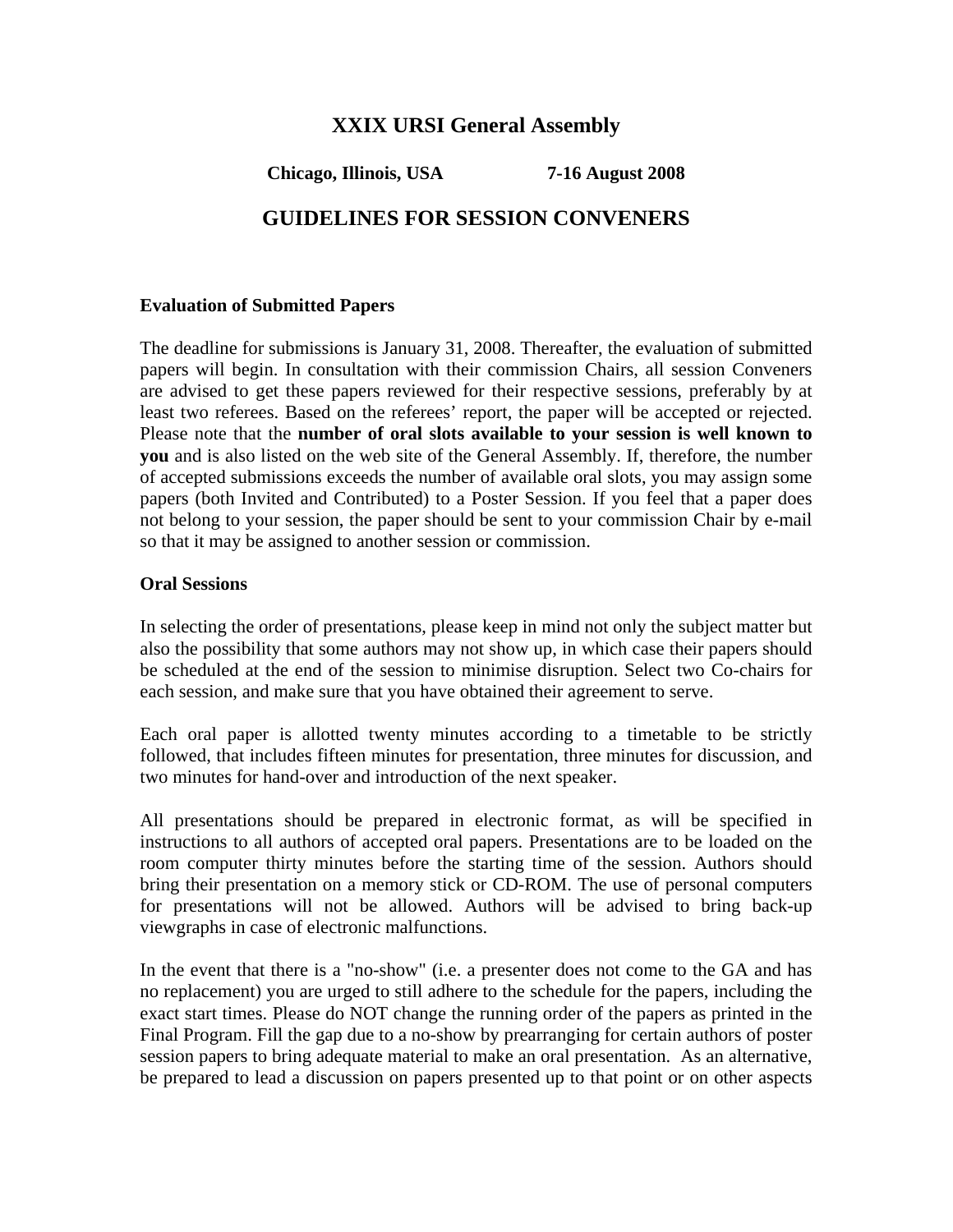# XXIX URSI General Assembly

**Chicago, Illinois, USA 7-16 August 2008**

## GUIDELINES FOR SESSION CONVENERS

### Evaluation of Submitted Papers

The deadline for submissions is January 31, 2008. Thereafter, the evaluation of submitted papers will begin. In consultation with their commission Chairs, all session Conveners are advised to get these papers reviewed for their respective sessions, preferably by at least two referees. Based on the referees' report, the paper will be accepted or rejected. Please note that the **number of oral slots available to your session is well known to you** and is also listed on the web site of the General Assembly. If, therefore, the number of accepted submissions exceeds the number of available oral slots, you may assign some papers (both Invited and Contributed) to a Poster Session. If you feel that a paper does not belong to your session, the paper should be sent to your commission Chair by e-mail so that it may be assigned to another session or commission.

### Oral Sessions

In selecting the order of presentations, please keep in mind not only the subject matter but also the possibility that some authors may not show up, in which case their papers should be scheduled at the end of the session to minimise disruption. Select two Co-chairs for each session, and make sure that you have obtained their agreement to serve.

Each oral paper is allotted twenty minutes according to a timetable to be strictly followed, that includes fifteen minutes for presentation, three minutes for discussion, and two minutes for hand-over and introduction of the next speaker.

All presentations should be prepared in electronic format, as will be specified in instructions to all authors of accepted oral papers. Presentations are to be loaded on the room computer thirty minutes before the starting time of the session. Authors should bring their presentation on a memory stick or CD-ROM. The use of personal computers for presentations will not be allowed. Authors will be advised to bring back-up viewgraphs in case of electronic malfunctions.

In the event that there is a "no-show" (i.e. a presenter does not come to the GA and has no replacement) you are urged to still adhere to the schedule for the papers, including the exact start times. Please do NOT change the running order of the papers as printed in the Final Program. Fill the gap due to a no-show by prearranging for certain authors of poster session papers to bring adequate material to make an oral presentation. As an alternative, be prepared to lead a discussion on papers presented up to that point or on other aspects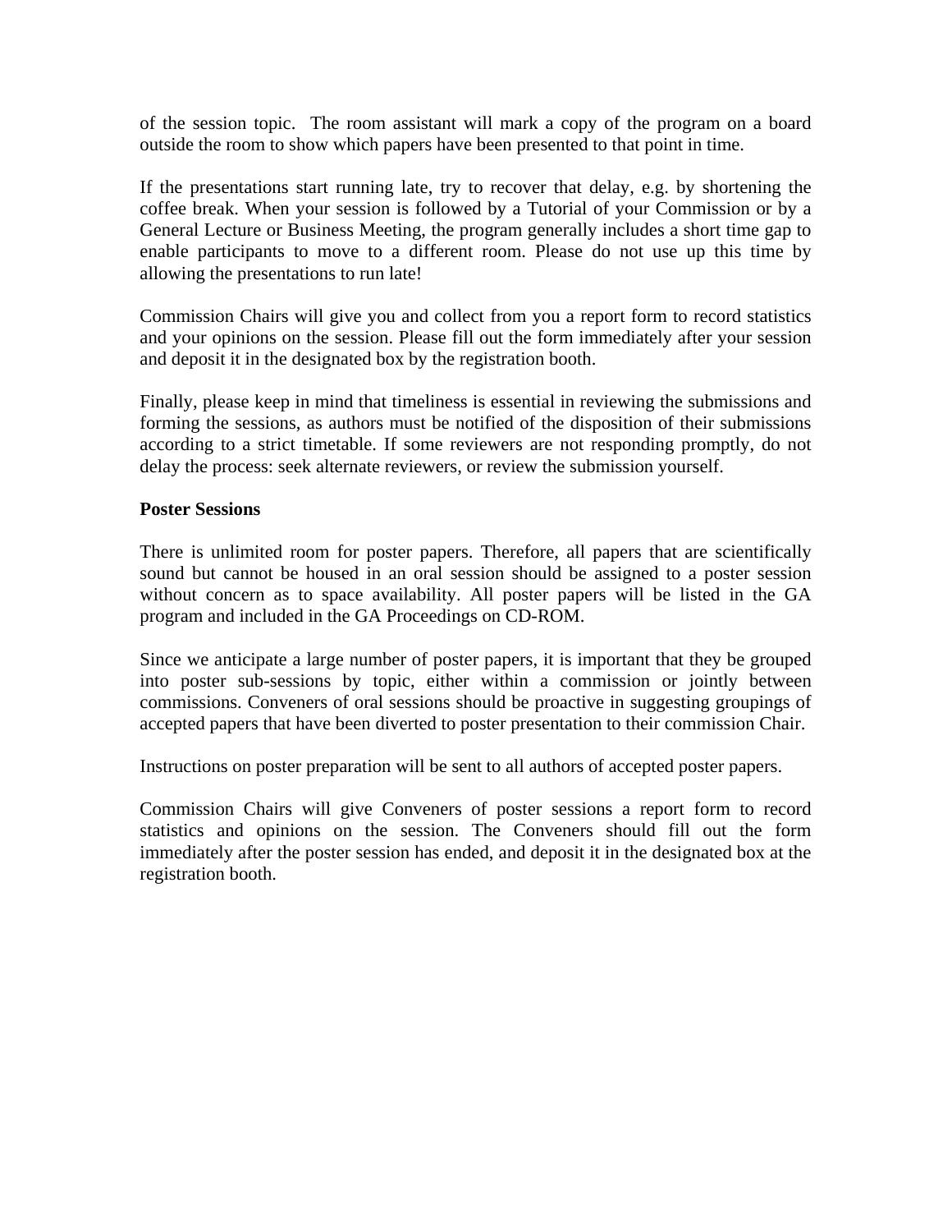of the session topic. The room assistant will mark a copy of the program on a board outside the room to show which papers have been presented to that point in time.

If the presentations start running late, try to recover that delay, e.g. by shortening the coffee break. When your session is followed by a Tutorial of your Commission or by a General Lecture or Business Meeting, the program generally includes a short time gap to enable participants to move to a different room. Please do not use up this time by allowing the presentations to run late!

Commission Chairs will give you and collect from you a report form to record statistics and your opinions on the session. Please fill out the form immediately after your session and deposit it in the designated box by the registration booth.

Finally, please keep in mind that timeliness is essential in reviewing the submissions and forming the sessions, as authors must be notified of the disposition of their submissions according to a strict timetable. If some reviewers are not responding promptly, do not delay the process: seek alternate reviewers, or review the submission yourself.

**Poster Sessions**

There is unlimited room for poster papers. Therefore, all papers that are scientifically sound but cannot be housed in an oral session should be assigned to a poster session without concern as to space availability. All poster papers will be listed in the GA program and included in the GA Proceedings on CD-ROM.

Since we anticipate a large number of poster papers, it is important that they be grouped into poster sub-sessions by topic, either within a commission or jointly between commissions. Conveners of oral sessions should be proactive in suggesting groupings of accepted papers that have been diverted to poster presentation to their commission Chair.

Instructions on poster preparation will be sent to all authors of accepted poster papers.

Commission Chairs will give Conveners of poster sessions a report form to record statistics and opinions on the session. The Conveners should fill out the form immediately after the poster session has ended, and deposit it in the designated box at the registration booth.